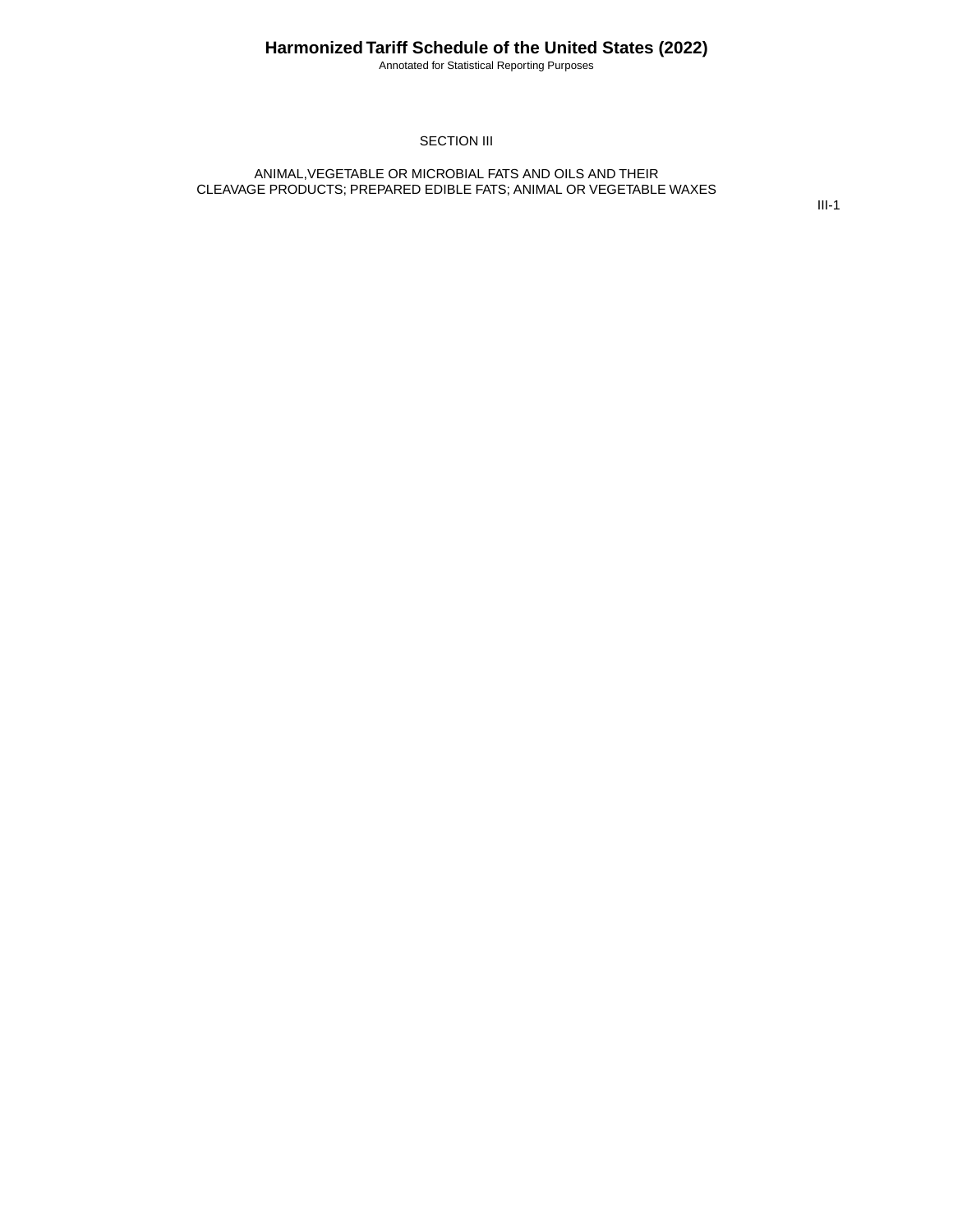# SECTION III

## ANIMAL,VEGETABLE OR MICROBIAL FATS AND OILS AND THEIR CLEAVAGE PRODUCTS; PREPARED EDIBLE FATS; ANIMAL OR VEGETABLE WAXES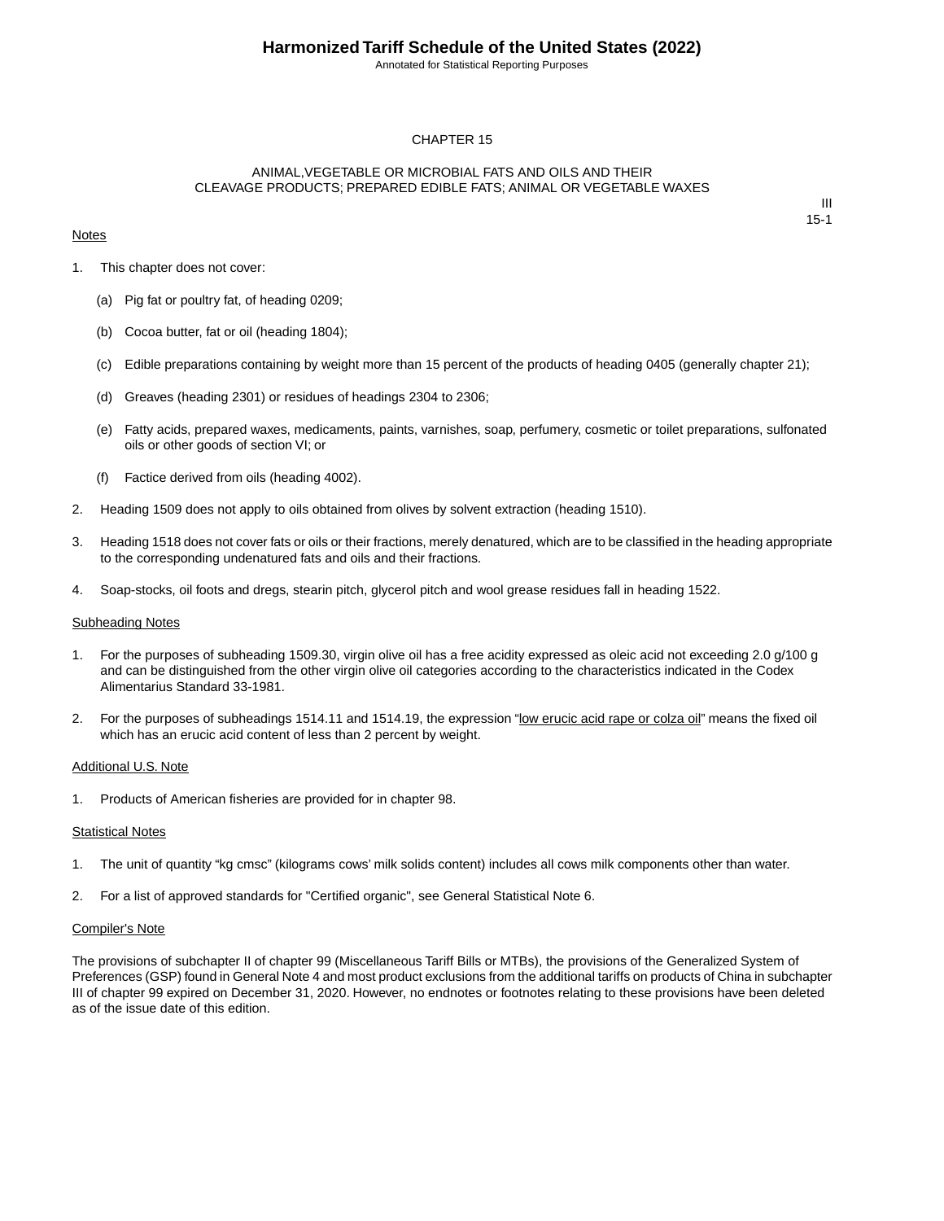# CHAPTER 15

## ANIMAL,VEGETABLE OR MICROBIAL FATS AND OILS AND THEIR CLEAVAGE PRODUCTS; PREPARED EDIBLE FATS; ANIMAL OR VEGETABLE WAXES

III
15-1

### Notes

1. This chapter does not cover:

   (a) Pig fat or poultry fat, of heading 0209;

   (b) Cocoa butter, fat or oil (heading 1804);

   (c) Edible preparations containing by weight more than 15 percent of the products of heading 0405 (generally chapter 21);

   (d) Greaves (heading 2301) or residues of headings 2304 to 2306;

   (e) Fatty acids, prepared waxes, medicaments, paints, varnishes, soap, perfumery, cosmetic or toilet preparations, sulfonated oils or other goods of section VI; or

   (f) Factice derived from oils (heading 4002).

2. Heading 1509 does not apply to oils obtained from olives by solvent extraction (heading 1510).

3. Heading 1518 does not cover fats or oils or their fractions, merely denatured, which are to be classified in the heading appropriate to the corresponding undenatured fats and oils and their fractions.

4. Soap-stocks, oil foots and dregs, stearin pitch, glycerol pitch and wool grease residues fall in heading 1522.

### Subheading Notes

1. For the purposes of subheading 1509.30, virgin olive oil has a free acidity expressed as oleic acid not exceeding 2.0 g/100 g and can be distinguished from the other virgin olive oil categories according to the characteristics indicated in the Codex Alimentarius Standard 33-1981.

2. For the purposes of subheadings 1514.11 and 1514.19, the expression "low erucic acid rape or colza oil" means the fixed oil which has an erucic acid content of less than 2 percent by weight.

### Additional U.S. Note

1. Products of American fisheries are provided for in chapter 98.

### Statistical Notes

1. The unit of quantity "kg cmsc" (kilograms cows' milk solids content) includes all cows milk components other than water.

2. For a list of approved standards for "Certified organic", see General Statistical Note 6.

### Compiler's Note

The provisions of subchapter II of chapter 99 (Miscellaneous Tariff Bills or MTBs), the provisions of the Generalized System of Preferences (GSP) found in General Note 4 and most product exclusions from the additional tariffs on products of China in subchapter III of chapter 99 expired on December 31, 2020. However, no endnotes or footnotes relating to these provisions have been deleted as of the issue date of this edition.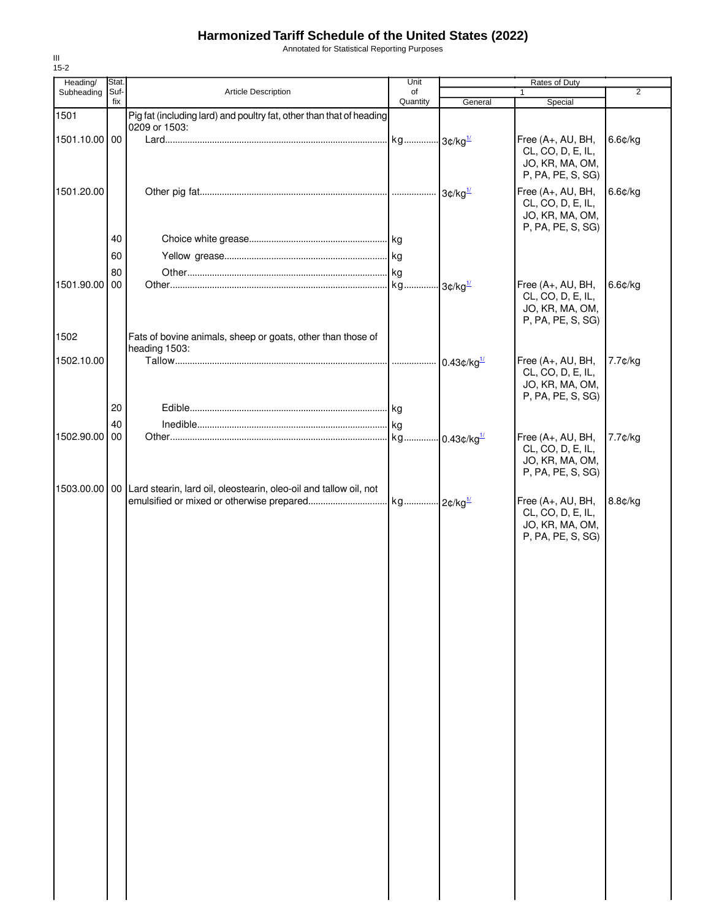# Harmonized Tariff Schedule of the United States (2022)

Annotated for Statistical Reporting Purposes

III
15-2

| Heading/ Subheading | Stat. Suf- fix | Article Description | Unit of Quantity | Rates of Duty 1 General | Special | 2 |
|---|---|---|---|---|---|---|
| 1501 | | Pig fat (including lard) and poultry fat, other than that of heading 0209 or 1503: | | | | |
| 1501.10.00 | 00 | Lard | kg | 3¢/kg[1/] | Free (A+, AU, BH, CL, CO, D, E, IL, JO, KR, MA, OM, P, PA, PE, S, SG) | 6.6¢/kg |
| 1501.20.00 | | Other pig fat | | 3¢/kg[1/] | Free (A+, AU, BH, CL, CO, D, E, IL, JO, KR, MA, OM, P, PA, PE, S, SG) | 6.6¢/kg |
| | 40 | Choice white grease | kg | | | |
| | 60 | Yellow grease | kg | | | |
| | 80 | Other | kg | | | |
| 1501.90.00 | 00 | Other | kg | 3¢/kg[1/] | Free (A+, AU, BH, CL, CO, D, E, IL, JO, KR, MA, OM, P, PA, PE, S, SG) | 6.6¢/kg |
| 1502 | | Fats of bovine animals, sheep or goats, other than those of heading 1503: | | | | |
| 1502.10.00 | | Tallow | | 0.43¢/kg[1/] | Free (A+, AU, BH, CL, CO, D, E, IL, JO, KR, MA, OM, P, PA, PE, S, SG) | 7.7¢/kg |
| | 20 | Edible | kg | | | |
| | 40 | Inedible | kg | | | |
| 1502.90.00 | 00 | Other | kg | 0.43¢/kg[1/] | Free (A+, AU, BH, CL, CO, D, E, IL, JO, KR, MA, OM, P, PA, PE, S, SG) | 7.7¢/kg |
| 1503.00.00 | 00 | Lard stearin, lard oil, oleostearin, oleo-oil and tallow oil, not emulsified or mixed or otherwise prepared | kg | 2¢/kg[1/] | Free (A+, AU, BH, CL, CO, D, E, IL, JO, KR, MA, OM, P, PA, PE, S, SG) | 8.8¢/kg |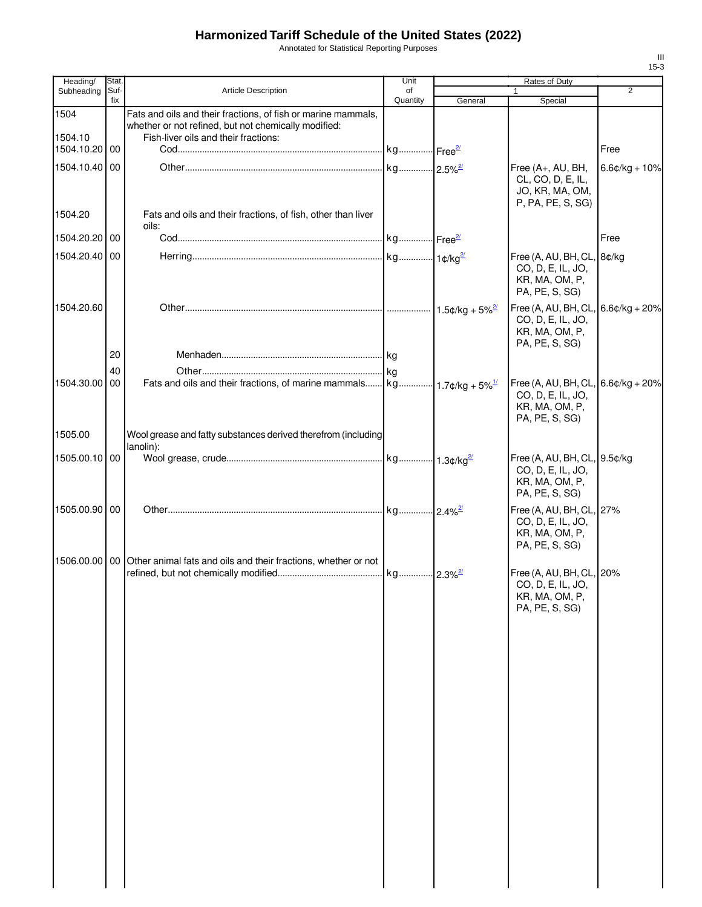# Harmonized Tariff Schedule of the United States (2022)

Annotated for Statistical Reporting Purposes

| Heading/ Subheading | Stat. Suf-fix | Article Description | Unit of Quantity | Rates of Duty 1 General | Rates of Duty 1 Special | Rates of Duty 2 |
|---|---|---|---|---|---|---|
| 1504 | | Fats and oils and their fractions, of fish or marine mammals, whether or not refined, but not chemically modified: | | | | |
| 1504.10 | | Fish-liver oils and their fractions: | | | | |
| 1504.10.20 | 00 | Cod | kg | Free[2/] | | Free |
| 1504.10.40 | 00 | Other | kg | 2.5%[2/] | Free (A+, AU, BH, CL, CO, D, E, IL, JO, KR, MA, OM, P, PA, PE, S, SG) | 6.6¢/kg + 10% |
| 1504.20 | | Fats and oils and their fractions, of fish, other than liver oils: | | | | |
| 1504.20.20 | 00 | Cod | kg | Free[2/] | | Free |
| 1504.20.40 | 00 | Herring | kg | 1¢/kg[2/] | Free (A, AU, BH, CL, CO, D, E, IL, JO, KR, MA, OM, P, PA, PE, S, SG) | 8¢/kg |
| 1504.20.60 | | Other | | 1.5¢/kg + 5%[2/] | Free (A, AU, BH, CL, CO, D, E, IL, JO, KR, MA, OM, P, PA, PE, S, SG) | 6.6¢/kg + 20% |
| | 20 | Menhaden | kg | | | |
| | 40 | Other | kg | | | |
| 1504.30.00 | 00 | Fats and oils and their fractions, of marine mammals | kg | 1.7¢/kg + 5%[1/] | Free (A, AU, BH, CL, CO, D, E, IL, JO, KR, MA, OM, P, PA, PE, S, SG) | 6.6¢/kg + 20% |
| 1505.00 | | Wool grease and fatty substances derived therefrom (including lanolin): | | | | |
| 1505.00.10 | 00 | Wool grease, crude | kg | 1.3¢/kg[2/] | Free (A, AU, BH, CL, CO, D, E, IL, JO, KR, MA, OM, P, PA, PE, S, SG) | 9.5¢/kg |
| 1505.00.90 | 00 | Other | kg | 2.4%[2/] | Free (A, AU, BH, CL, CO, D, E, IL, JO, KR, MA, OM, P, PA, PE, S, SG) | 27% |
| 1506.00.00 | 00 | Other animal fats and oils and their fractions, whether or not refined, but not chemically modified | kg | 2.3%[2/] | Free (A, AU, BH, CL, CO, D, E, IL, JO, KR, MA, OM, P, PA, PE, S, SG) | 20% |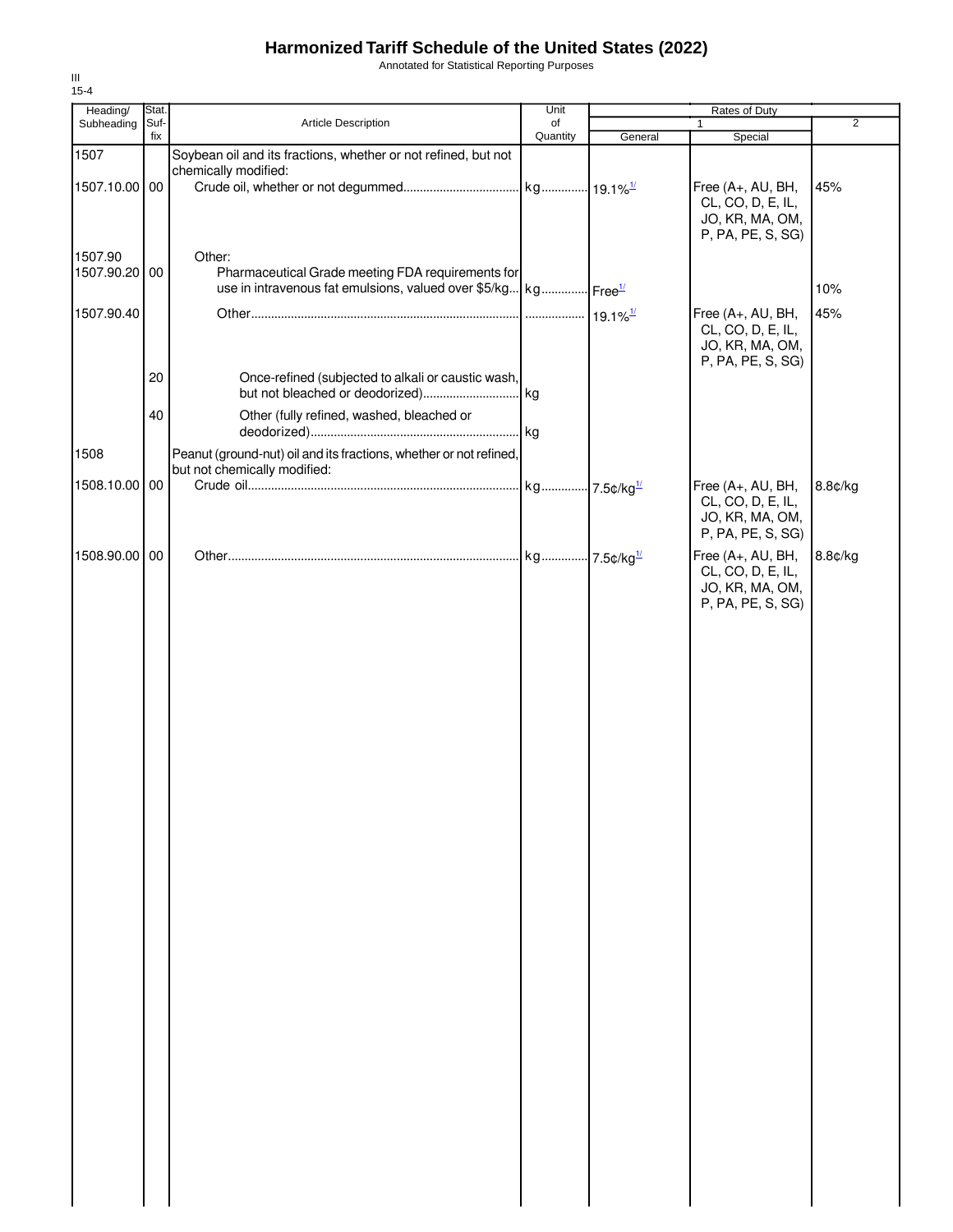# Harmonized Tariff Schedule of the United States (2022)

Annotated for Statistical Reporting Purposes

| Heading/ Subheading | Stat. Suf- fix | Article Description | Unit of Quantity | Rates of Duty | | |
|---|---|---|---|---|---|---|
| | | | | 1 | | 2 |
| | | | | General | Special | |
| 1507 | | Soybean oil and its fractions, whether or not refined, but not chemically modified: | | | | |
| 1507.10.00 | 00 | Crude oil, whether or not degummed | kg | 19.1%[1/] | Free (A+, AU, BH, CL, CO, D, E, IL, JO, KR, MA, OM, P, PA, PE, S, SG) | 45% |
| 1507.90 | | Other: | | | | |
| 1507.90.20 | 00 | Pharmaceutical Grade meeting FDA requirements for use in intravenous fat emulsions, valued over $5/kg | kg | Free[1/] | | 10% |
| 1507.90.40 | | Other | | 19.1%[1/] | Free (A+, AU, BH, CL, CO, D, E, IL, JO, KR, MA, OM, P, PA, PE, S, SG) | 45% |
| | 20 | Once-refined (subjected to alkali or caustic wash, but not bleached or deodorized) | kg | | | |
| | 40 | Other (fully refined, washed, bleached or deodorized) | kg | | | |
| 1508 | | Peanut (ground-nut) oil and its fractions, whether or not refined, but not chemically modified: | | | | |
| 1508.10.00 | 00 | Crude oil | kg | 7.5¢/kg[1/] | Free (A+, AU, BH, CL, CO, D, E, IL, JO, KR, MA, OM, P, PA, PE, S, SG) | 8.8¢/kg |
| 1508.90.00 | 00 | Other | kg | 7.5¢/kg[1/] | Free (A+, AU, BH, CL, CO, D, E, IL, JO, KR, MA, OM, P, PA, PE, S, SG) | 8.8¢/kg |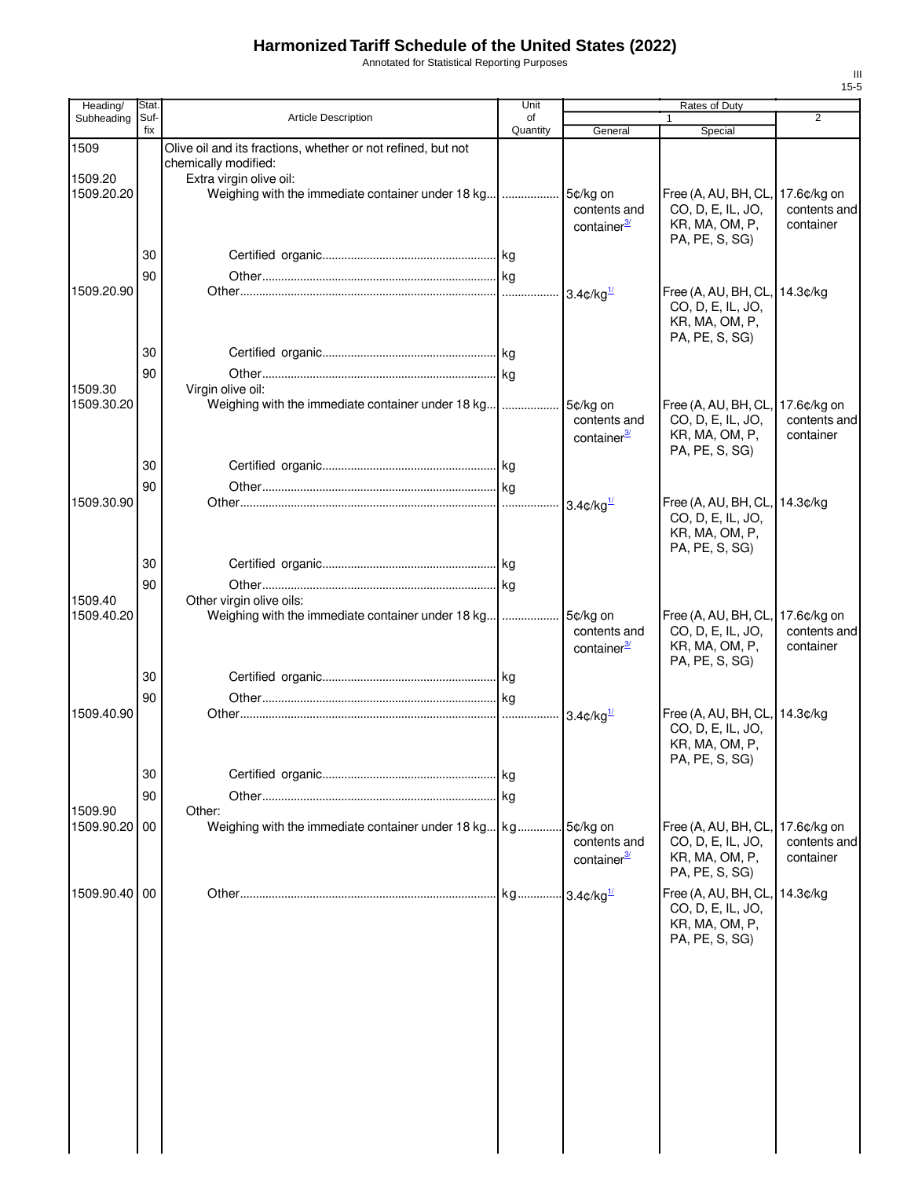# Harmonized Tariff Schedule of the United States (2022)

Annotated for Statistical Reporting Purposes

| Heading/ Subheading | Stat. Suf-fix | Article Description | Unit of Quantity | Rates of Duty 1 General | Special | 2 |
|---|---|---|---|---|---|---|
| 1509 | | Olive oil and its fractions, whether or not refined, but not chemically modified: | | | | |
| 1509.20 | | Extra virgin olive oil: | | | | |
| 1509.20.20 | | Weighing with the immediate container under 18 kg | | 5¢/kg on contents and container[3/] | Free (A, AU, BH, CL, CO, D, E, IL, JO, KR, MA, OM, P, PA, PE, S, SG) | 17.6¢/kg on contents and container |
| | 30 | Certified organic | kg | | | |
| | 90 | Other | kg | | | |
| 1509.20.90 | | Other | | 3.4¢/kg[1/] | Free (A, AU, BH, CL, CO, D, E, IL, JO, KR, MA, OM, P, PA, PE, S, SG) | 14.3¢/kg |
| | 30 | Certified organic | kg | | | |
| | 90 | Other | kg | | | |
| 1509.30 | | Virgin olive oil: | | | | |
| 1509.30.20 | | Weighing with the immediate container under 18 kg | | 5¢/kg on contents and container[3/] | Free (A, AU, BH, CL, CO, D, E, IL, JO, KR, MA, OM, P, PA, PE, S, SG) | 17.6¢/kg on contents and container |
| | 30 | Certified organic | kg | | | |
| | 90 | Other | kg | | | |
| 1509.30.90 | | Other | | 3.4¢/kg[1/] | Free (A, AU, BH, CL, CO, D, E, IL, JO, KR, MA, OM, P, PA, PE, S, SG) | 14.3¢/kg |
| | 30 | Certified organic | kg | | | |
| | 90 | Other | kg | | | |
| 1509.40 | | Other virgin olive oils: | | | | |
| 1509.40.20 | | Weighing with the immediate container under 18 kg | | 5¢/kg on contents and container[3/] | Free (A, AU, BH, CL, CO, D, E, IL, JO, KR, MA, OM, P, PA, PE, S, SG) | 17.6¢/kg on contents and container |
| | 30 | Certified organic | kg | | | |
| | 90 | Other | kg | | | |
| 1509.40.90 | | Other | | 3.4¢/kg[1/] | Free (A, AU, BH, CL, CO, D, E, IL, JO, KR, MA, OM, P, PA, PE, S, SG) | 14.3¢/kg |
| | 30 | Certified organic | kg | | | |
| | 90 | Other | kg | | | |
| 1509.90 | | Other: | | | | |
| 1509.90.20 | 00 | Weighing with the immediate container under 18 kg | kg | 5¢/kg on contents and container[3/] | Free (A, AU, BH, CL, CO, D, E, IL, JO, KR, MA, OM, P, PA, PE, S, SG) | 17.6¢/kg on contents and container |
| 1509.90.40 | 00 | Other | kg | 3.4¢/kg[1/] | Free (A, AU, BH, CL, CO, D, E, IL, JO, KR, MA, OM, P, PA, PE, S, SG) | 14.3¢/kg |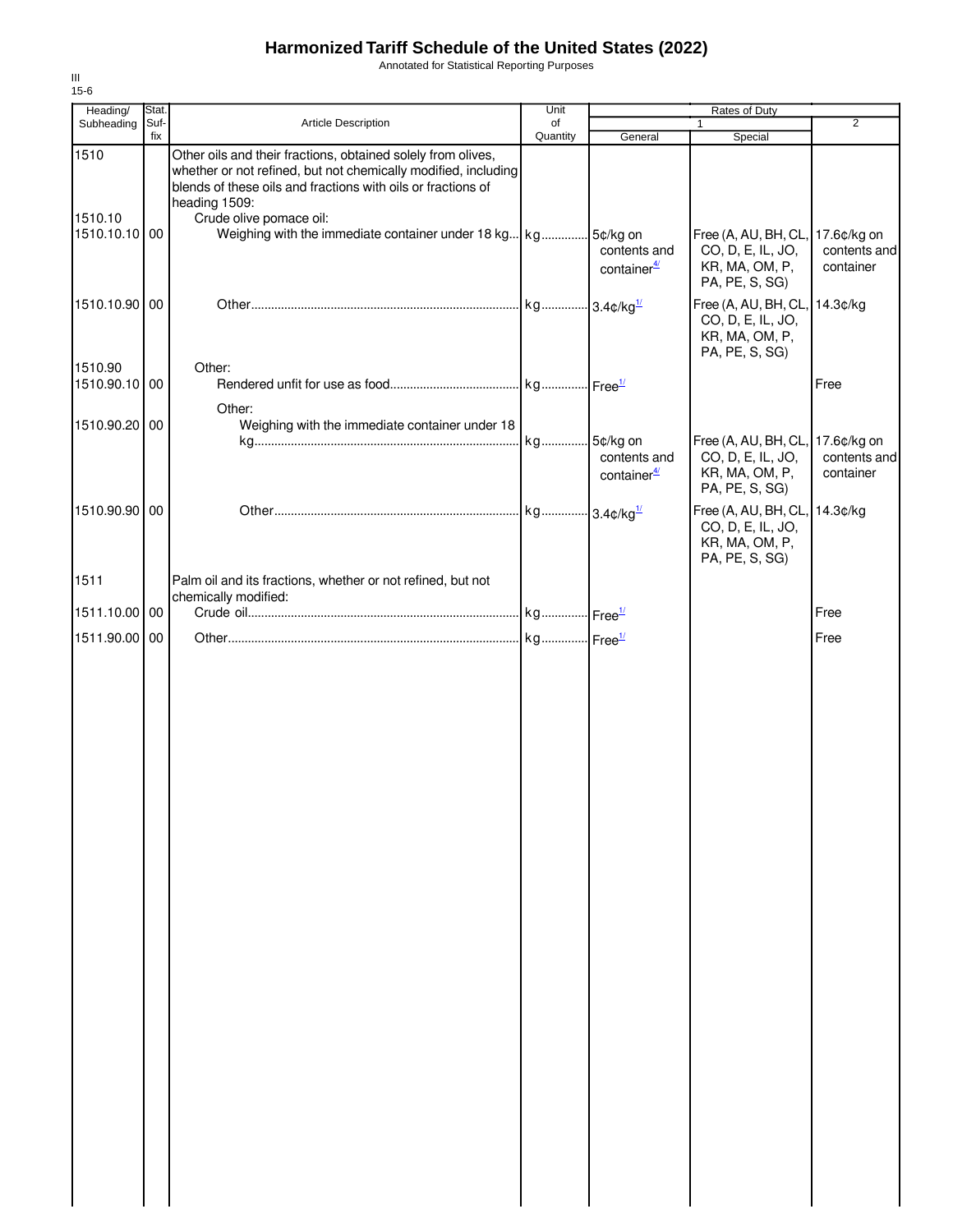# Harmonized Tariff Schedule of the United States (2022)

Annotated for Statistical Reporting Purposes

III
15-6

| Heading/ Subheading | Stat. Suf- fix | Article Description | Unit of Quantity | Rates of Duty 1 General | Special | 2 |
|---|---|---|---|---|---|---|
| 1510 | | Other oils and their fractions, obtained solely from olives, whether or not refined, but not chemically modified, including blends of these oils and fractions with oils or fractions of heading 1509: | | | | |
| 1510.10 | | Crude olive pomace oil: | | | | |
| 1510.10.10 | 00 | Weighing with the immediate container under 18 kg | kg | 5¢/kg on contents and container[4/] | Free (A, AU, BH, CL, CO, D, E, IL, JO, KR, MA, OM, P, PA, PE, S, SG) | 17.6¢/kg on contents and container |
| 1510.10.90 | 00 | Other | kg | 3.4¢/kg[1/] | Free (A, AU, BH, CL, CO, D, E, IL, JO, KR, MA, OM, P, PA, PE, S, SG) | 14.3¢/kg |
| 1510.90 | | Other: | | | | |
| 1510.90.10 | 00 | Rendered unfit for use as food | kg | Free[1/] | | Free |
| | | Other: | | | | |
| 1510.90.20 | 00 | Weighing with the immediate container under 18 kg | kg | 5¢/kg on contents and container[4/] | Free (A, AU, BH, CL, CO, D, E, IL, JO, KR, MA, OM, P, PA, PE, S, SG) | 17.6¢/kg on contents and container |
| 1510.90.90 | 00 | Other | kg | 3.4¢/kg[1/] | Free (A, AU, BH, CL, CO, D, E, IL, JO, KR, MA, OM, P, PA, PE, S, SG) | 14.3¢/kg |
| 1511 | | Palm oil and its fractions, whether or not refined, but not chemically modified: | | | | |
| 1511.10.00 | 00 | Crude oil | kg | Free[1/] | | Free |
| 1511.90.00 | 00 | Other | kg | Free[1/] | | Free |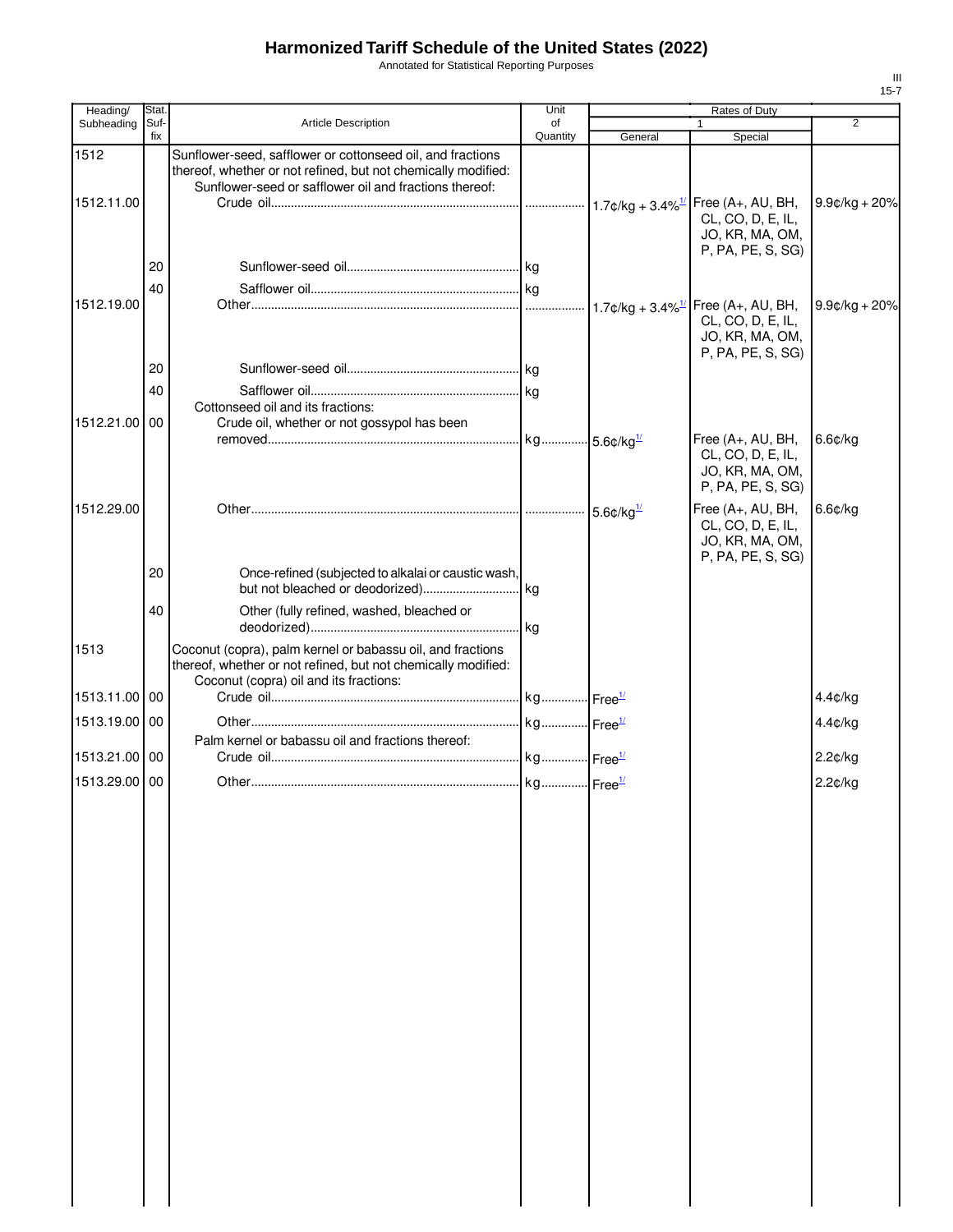# Harmonized Tariff Schedule of the United States (2022)

Annotated for Statistical Reporting Purposes

| Heading/ Subheading | Stat. Suf- fix | Article Description | Unit of Quantity | Rates of Duty 1 General | Special | 2 |
|---|---|---|---|---|---|---|
| 1512 | | Sunflower-seed, safflower or cottonseed oil, and fractions thereof, whether or not refined, but not chemically modified: | | | | |
| | | Sunflower-seed or safflower oil and fractions thereof: | | | | |
| 1512.11.00 | | Crude oil | | 1.7¢/kg + 3.4%[1/] | Free (A+, AU, BH, CL, CO, D, E, IL, JO, KR, MA, OM, P, PA, PE, S, SG) | 9.9¢/kg + 20% |
| | 20 | Sunflower-seed oil | kg | | | |
| | 40 | Safflower oil | kg | | | |
| 1512.19.00 | | Other | | 1.7¢/kg + 3.4%[1/] | Free (A+, AU, BH, CL, CO, D, E, IL, JO, KR, MA, OM, P, PA, PE, S, SG) | 9.9¢/kg + 20% |
| | 20 | Sunflower-seed oil | kg | | | |
| | 40 | Safflower oil | kg | | | |
| | | Cottonseed oil and its fractions: | | | | |
| 1512.21.00 | 00 | Crude oil, whether or not gossypol has been removed | kg | 5.6¢/kg[1/] | Free (A+, AU, BH, CL, CO, D, E, IL, JO, KR, MA, OM, P, PA, PE, S, SG) | 6.6¢/kg |
| 1512.29.00 | | Other | | 5.6¢/kg[1/] | Free (A+, AU, BH, CL, CO, D, E, IL, JO, KR, MA, OM, P, PA, PE, S, SG) | 6.6¢/kg |
| | 20 | Once-refined (subjected to alkalai or caustic wash, but not bleached or deodorized) | kg | | | |
| | 40 | Other (fully refined, washed, bleached or deodorized) | kg | | | |
| 1513 | | Coconut (copra), palm kernel or babassu oil, and fractions thereof, whether or not refined, but not chemically modified: | | | | |
| | | Coconut (copra) oil and its fractions: | | | | |
| 1513.11.00 | 00 | Crude oil | kg | Free[1/] | | 4.4¢/kg |
| 1513.19.00 | 00 | Other | kg | Free[1/] | | 4.4¢/kg |
| | | Palm kernel or babassu oil and fractions thereof: | | | | |
| 1513.21.00 | 00 | Crude oil | kg | Free[1/] | | 2.2¢/kg |
| 1513.29.00 | 00 | Other | kg | Free[1/] | | 2.2¢/kg |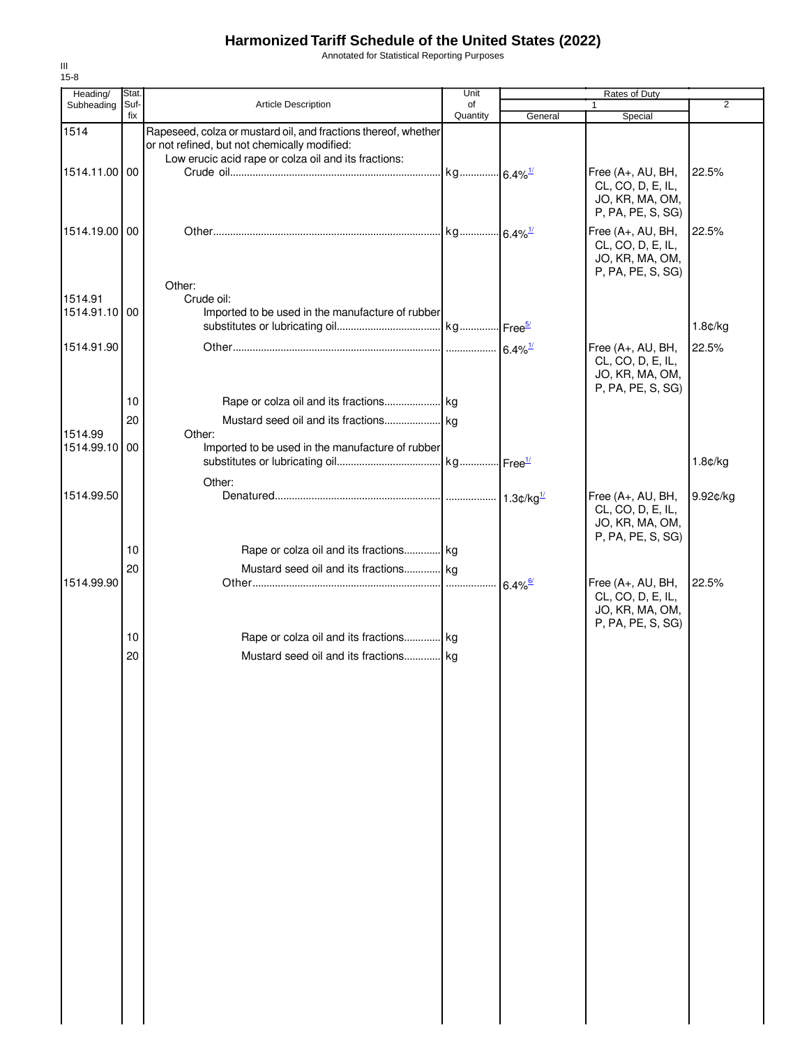# Harmonized Tariff Schedule of the United States (2022)

Annotated for Statistical Reporting Purposes

III
15-8

| Heading/ Subheading | Stat. Suf- fix | Article Description | Unit of Quantity | Rates of Duty 1 General | Special | 2 |
|---|---|---|---|---|---|---|
| 1514 | | Rapeseed, colza or mustard oil, and fractions thereof, whether or not refined, but not chemically modified: | | | | |
| | | Low erucic acid rape or colza oil and its fractions: | | | | |
| 1514.11.00 | 00 | Crude oil | kg | 6.4%[1/] | Free (A+, AU, BH, CL, CO, D, E, IL, JO, KR, MA, OM, P, PA, PE, S, SG) | 22.5% |
| 1514.19.00 | 00 | Other | kg | 6.4%[1/] | Free (A+, AU, BH, CL, CO, D, E, IL, JO, KR, MA, OM, P, PA, PE, S, SG) | 22.5% |
| | | Other: | | | | |
| 1514.91 | | Crude oil: | | | | |
| 1514.91.10 | 00 | Imported to be used in the manufacture of rubber substitutes or lubricating oil | kg | Free[5/] | | 1.8¢/kg |
| 1514.91.90 | | Other | | 6.4%[1/] | Free (A+, AU, BH, CL, CO, D, E, IL, JO, KR, MA, OM, P, PA, PE, S, SG) | 22.5% |
| | 10 | Rape or colza oil and its fractions | kg | | | |
| | 20 | Mustard seed oil and its fractions | kg | | | |
| 1514.99 | | Other: | | | | |
| 1514.99.10 | 00 | Imported to be used in the manufacture of rubber substitutes or lubricating oil | kg | Free[1/] | | 1.8¢/kg |
| | | Other: | | | | |
| 1514.99.50 | | Denatured | | 1.3¢/kg[1/] | Free (A+, AU, BH, CL, CO, D, E, IL, JO, KR, MA, OM, P, PA, PE, S, SG) | 9.92¢/kg |
| | 10 | Rape or colza oil and its fractions | kg | | | |
| | 20 | Mustard seed oil and its fractions | kg | | | |
| 1514.99.90 | | Other | | 6.4%[6/] | Free (A+, AU, BH, CL, CO, D, E, IL, JO, KR, MA, OM, P, PA, PE, S, SG) | 22.5% |
| | 10 | Rape or colza oil and its fractions | kg | | | |
| | 20 | Mustard seed oil and its fractions | kg | | | |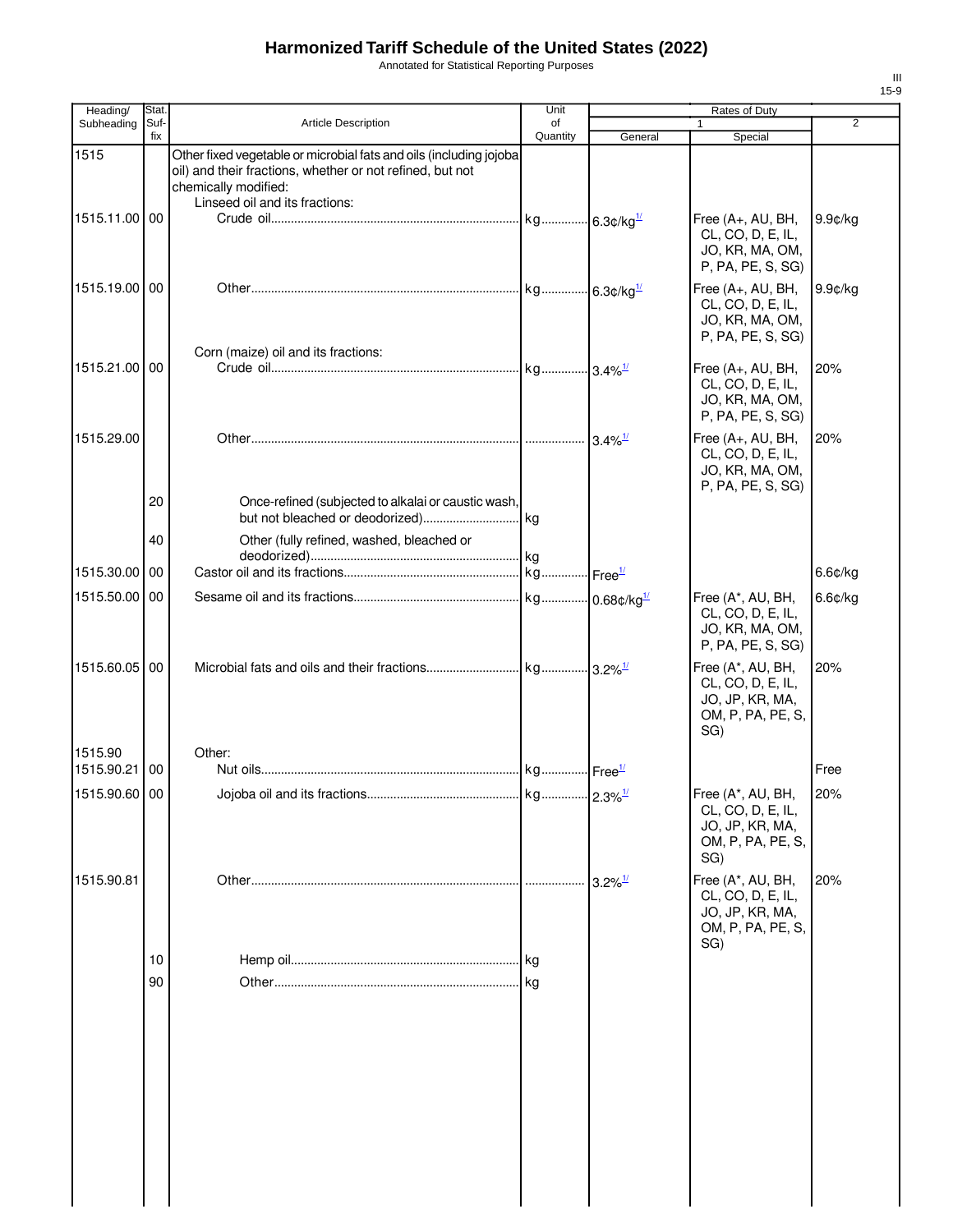# Harmonized Tariff Schedule of the United States (2022)

Annotated for Statistical Reporting Purposes

| Heading/ Subheading | Stat. Suf- fix | Article Description | Unit of Quantity | Rates of Duty 1 General | Rates of Duty 1 Special | Rates of Duty 2 |
|---|---|---|---|---|---|---|
| 1515 | | Other fixed vegetable or microbial fats and oils (including jojoba oil) and their fractions, whether or not refined, but not chemically modified: | | | | |
| | | Linseed oil and its fractions: | | | | |
| 1515.11.00 | 00 | Crude oil | kg | 6.3¢/kg[1/] | Free (A+, AU, BH, CL, CO, D, E, IL, JO, KR, MA, OM, P, PA, PE, S, SG) | 9.9¢/kg |
| 1515.19.00 | 00 | Other | kg | 6.3¢/kg[1/] | Free (A+, AU, BH, CL, CO, D, E, IL, JO, KR, MA, OM, P, PA, PE, S, SG) | 9.9¢/kg |
| | | Corn (maize) oil and its fractions: | | | | |
| 1515.21.00 | 00 | Crude oil | kg | 3.4%[1/] | Free (A+, AU, BH, CL, CO, D, E, IL, JO, KR, MA, OM, P, PA, PE, S, SG) | 20% |
| 1515.29.00 | | Other | | 3.4%[1/] | Free (A+, AU, BH, CL, CO, D, E, IL, JO, KR, MA, OM, P, PA, PE, S, SG) | 20% |
| | 20 | Once-refined (subjected to alkalai or caustic wash, but not bleached or deodorized) | kg | | | |
| | 40 | Other (fully refined, washed, bleached or deodorized) | kg | | | |
| 1515.30.00 | 00 | Castor oil and its fractions | kg | Free[1/] | | 6.6¢/kg |
| 1515.50.00 | 00 | Sesame oil and its fractions | kg | 0.68¢/kg[1/] | Free (A*, AU, BH, CL, CO, D, E, IL, JO, KR, MA, OM, P, PA, PE, S, SG) | 6.6¢/kg |
| 1515.60.05 | 00 | Microbial fats and oils and their fractions | kg | 3.2%[1/] | Free (A*, AU, BH, CL, CO, D, E, IL, JO, JP, KR, MA, OM, P, PA, PE, S, SG) | 20% |
| 1515.90 | | Other: | | | | |
| 1515.90.21 | 00 | Nut oils | kg | Free[1/] | | Free |
| 1515.90.60 | 00 | Jojoba oil and its fractions | kg | 2.3%[1/] | Free (A*, AU, BH, CL, CO, D, E, IL, JO, JP, KR, MA, OM, P, PA, PE, S, SG) | 20% |
| 1515.90.81 | | Other | | 3.2%[1/] | Free (A*, AU, BH, CL, CO, D, E, IL, JO, JP, KR, MA, OM, P, PA, PE, S, SG) | 20% |
| | 10 | Hemp oil | kg | | | |
| | 90 | Other | kg | | | |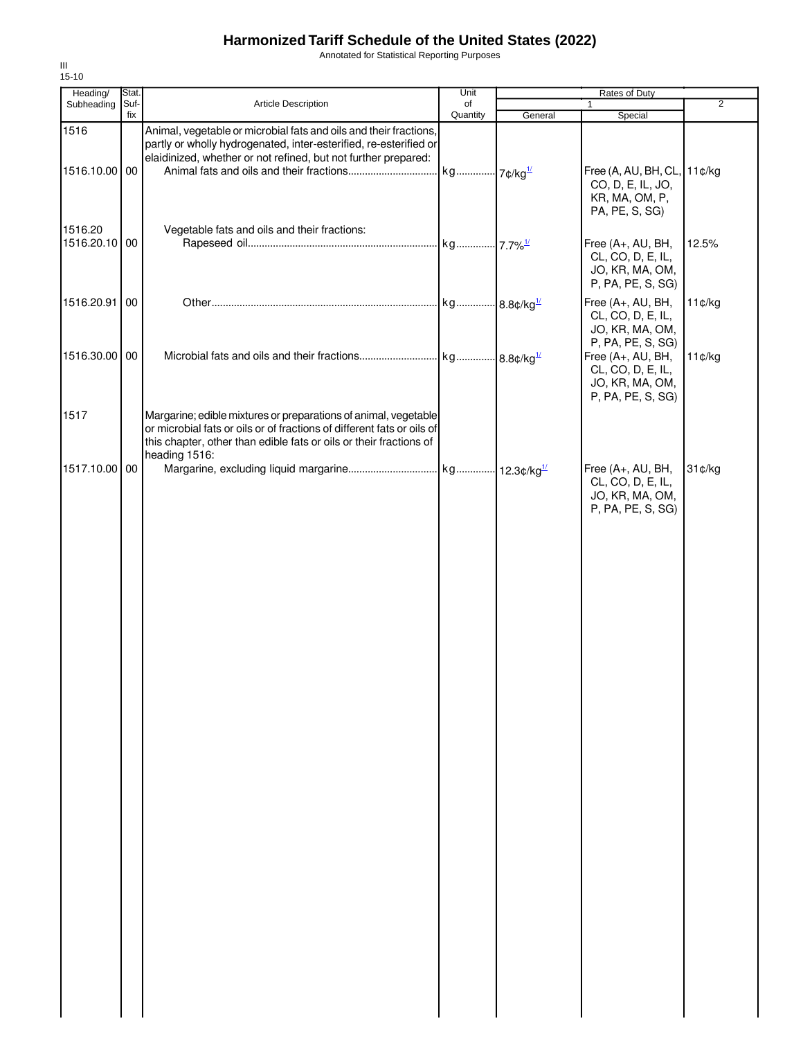# Harmonized Tariff Schedule of the United States (2022)

Annotated for Statistical Reporting Purposes

III
15-10

| Heading/ Subheading | Stat. Suf- fix | Article Description | Unit of Quantity | Rates of Duty | | |
|---|---|---|---|---|---|---|
| | | | | 1 | | 2 |
| | | | | General | Special | |
| 1516 | | Animal, vegetable or microbial fats and oils and their fractions, partly or wholly hydrogenated, inter-esterified, re-esterified or elaidinized, whether or not refined, but not further prepared: | | | | |
| 1516.10.00 | 00 | Animal fats and oils and their fractions | kg | 7¢/kg [1/] | Free (A, AU, BH, CL, CO, D, E, IL, JO, KR, MA, OM, P, PA, PE, S, SG) | 11¢/kg |
| 1516.20 | | Vegetable fats and oils and their fractions: | | | | |
| 1516.20.10 | 00 | Rapeseed oil | kg | 7.7% [1/] | Free (A+, AU, BH, CL, CO, D, E, IL, JO, KR, MA, OM, P, PA, PE, S, SG) | 12.5% |
| 1516.20.91 | 00 | Other | kg | 8.8¢/kg [1/] | Free (A+, AU, BH, CL, CO, D, E, IL, JO, KR, MA, OM, P, PA, PE, S, SG) | 11¢/kg |
| 1516.30.00 | 00 | Microbial fats and oils and their fractions | kg | 8.8¢/kg [1/] | Free (A+, AU, BH, CL, CO, D, E, IL, JO, KR, MA, OM, P, PA, PE, S, SG) | 11¢/kg |
| 1517 | | Margarine; edible mixtures or preparations of animal, vegetable or microbial fats or oils or of fractions of different fats or oils of this chapter, other than edible fats or oils or their fractions of heading 1516: | | | | |
| 1517.10.00 | 00 | Margarine, excluding liquid margarine | kg | 12.3¢/kg [1/] | Free (A+, AU, BH, CL, CO, D, E, IL, JO, KR, MA, OM, P, PA, PE, S, SG) | 31¢/kg |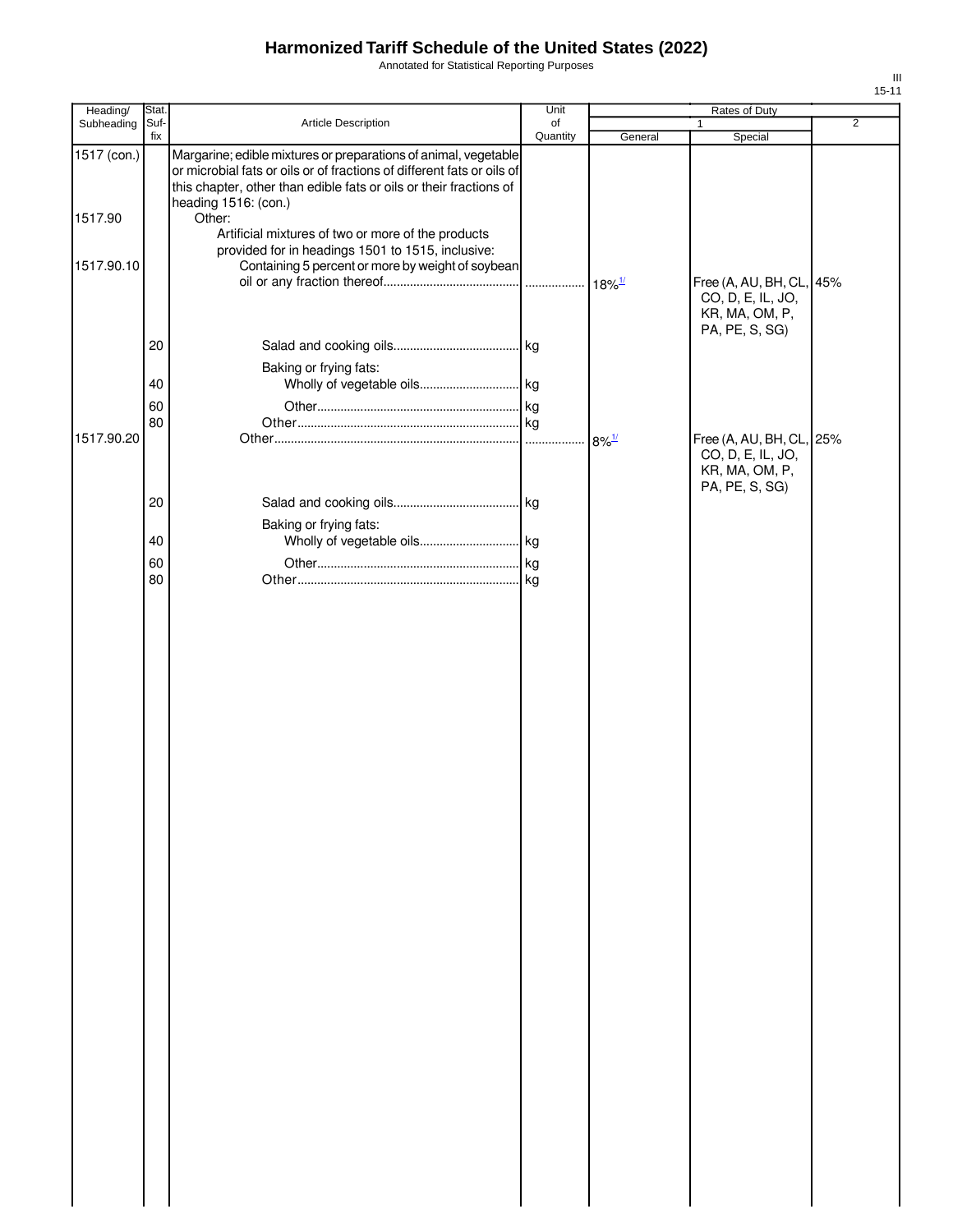# Harmonized Tariff Schedule of the United States (2022)

Annotated for Statistical Reporting Purposes

| Heading/ Subheading | Stat. Suf- fix | Article Description | Unit of Quantity | Rates of Duty 1 General | Rates of Duty 1 Special | Rates of Duty 2 |
|---|---|---|---|---|---|---|
| 1517 (con.) | | Margarine; edible mixtures or preparations of animal, vegetable or microbial fats or oils or of fractions of different fats or oils of this chapter, other than edible fats or oils or their fractions of heading 1516: (con.) | | | | |
| 1517.90 | | Other: | | | | |
| | | Artificial mixtures of two or more of the products provided for in headings 1501 to 1515, inclusive: | | | | |
| 1517.90.10 | | Containing 5 percent or more by weight of soybean oil or any fraction thereof | | 18%[1/] | Free (A, AU, BH, CL, CO, D, E, IL, JO, KR, MA, OM, P, PA, PE, S, SG) | 45% |
| | 20 | Salad and cooking oils | kg | | | |
| | | Baking or frying fats: | | | | |
| | 40 | Wholly of vegetable oils | kg | | | |
| | 60 | Other | kg | | | |
| | 80 | Other | kg | | | |
| 1517.90.20 | | Other | | 8%[1/] | Free (A, AU, BH, CL, CO, D, E, IL, JO, KR, MA, OM, P, PA, PE, S, SG) | 25% |
| | 20 | Salad and cooking oils | kg | | | |
| | | Baking or frying fats: | | | | |
| | 40 | Wholly of vegetable oils | kg | | | |
| | 60 | Other | kg | | | |
| | 80 | Other | kg | | | |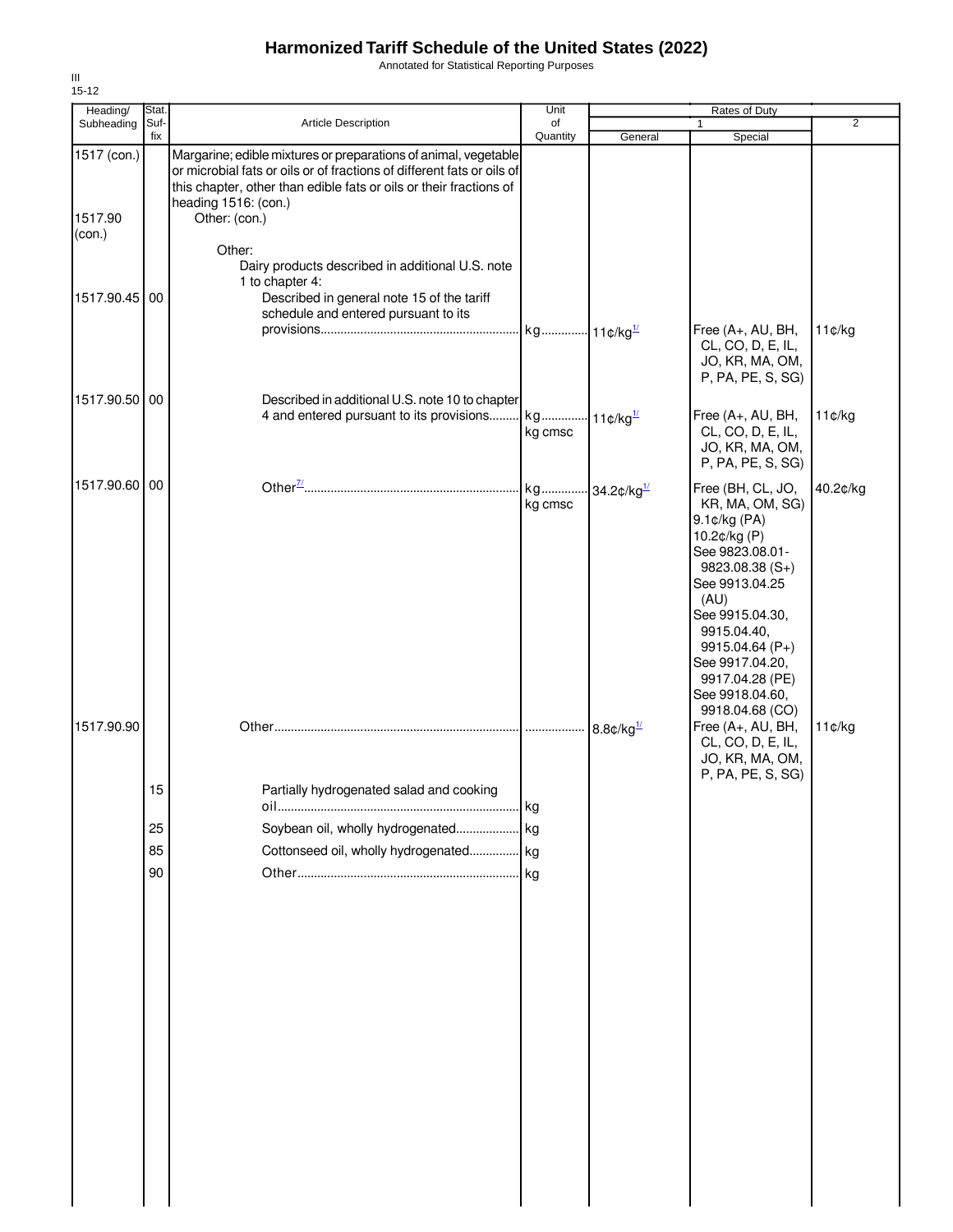# Harmonized Tariff Schedule of the United States (2022)

Annotated for Statistical Reporting Purposes

III
15-12

| Heading/ Subheading | Stat. Suf- fix | Article Description | Unit of Quantity | Rates of Duty 1 General | Rates of Duty 1 Special | Rates of Duty 2 |
|---|---|---|---|---|---|---|
| 1517 (con.) | | Margarine; edible mixtures or preparations of animal, vegetable or microbial fats or oils or of fractions of different fats or oils of this chapter, other than edible fats or oils or their fractions of heading 1516: (con.) | | | | |
| 1517.90 (con.) | | Other: (con.) | | | | |
| | | Other: | | | | |
| | | Dairy products described in additional U.S. note 1 to chapter 4: | | | | |
| 1517.90.45 | 00 | Described in general note 15 of the tariff schedule and entered pursuant to its provisions | kg | 11¢/kg[1/] | Free (A+, AU, BH, CL, CO, D, E, IL, JO, KR, MA, OM, P, PA, PE, S, SG) | 11¢/kg |
| 1517.90.50 | 00 | Described in additional U.S. note 10 to chapter 4 and entered pursuant to its provisions | kg<br>kg cmsc | 11¢/kg[1/] | Free (A+, AU, BH, CL, CO, D, E, IL, JO, KR, MA, OM, P, PA, PE, S, SG) | 11¢/kg |
| 1517.90.60 | 00 | Other[7/] | kg<br>kg cmsc | 34.2¢/kg[1/] | Free (BH, CL, JO, KR, MA, OM, SG)<br>9.1¢/kg (PA)<br>10.2¢/kg (P)<br>See 9823.08.01-9823.08.38 (S+)<br>See 9913.04.25 (AU)<br>See 9915.04.30, 9915.04.40, 9915.04.64 (P+)<br>See 9917.04.20, 9917.04.28 (PE)<br>See 9918.04.60, 9918.04.68 (CO) | 40.2¢/kg |
| 1517.90.90 | | Other | | 8.8¢/kg[1/] | Free (A+, AU, BH, CL, CO, D, E, IL, JO, KR, MA, OM, P, PA, PE, S, SG) | 11¢/kg |
| | 15 | Partially hydrogenated salad and cooking oil | kg | | | |
| | 25 | Soybean oil, wholly hydrogenated | kg | | | |
| | 85 | Cottonseed oil, wholly hydrogenated | kg | | | |
| | 90 | Other | kg | | | |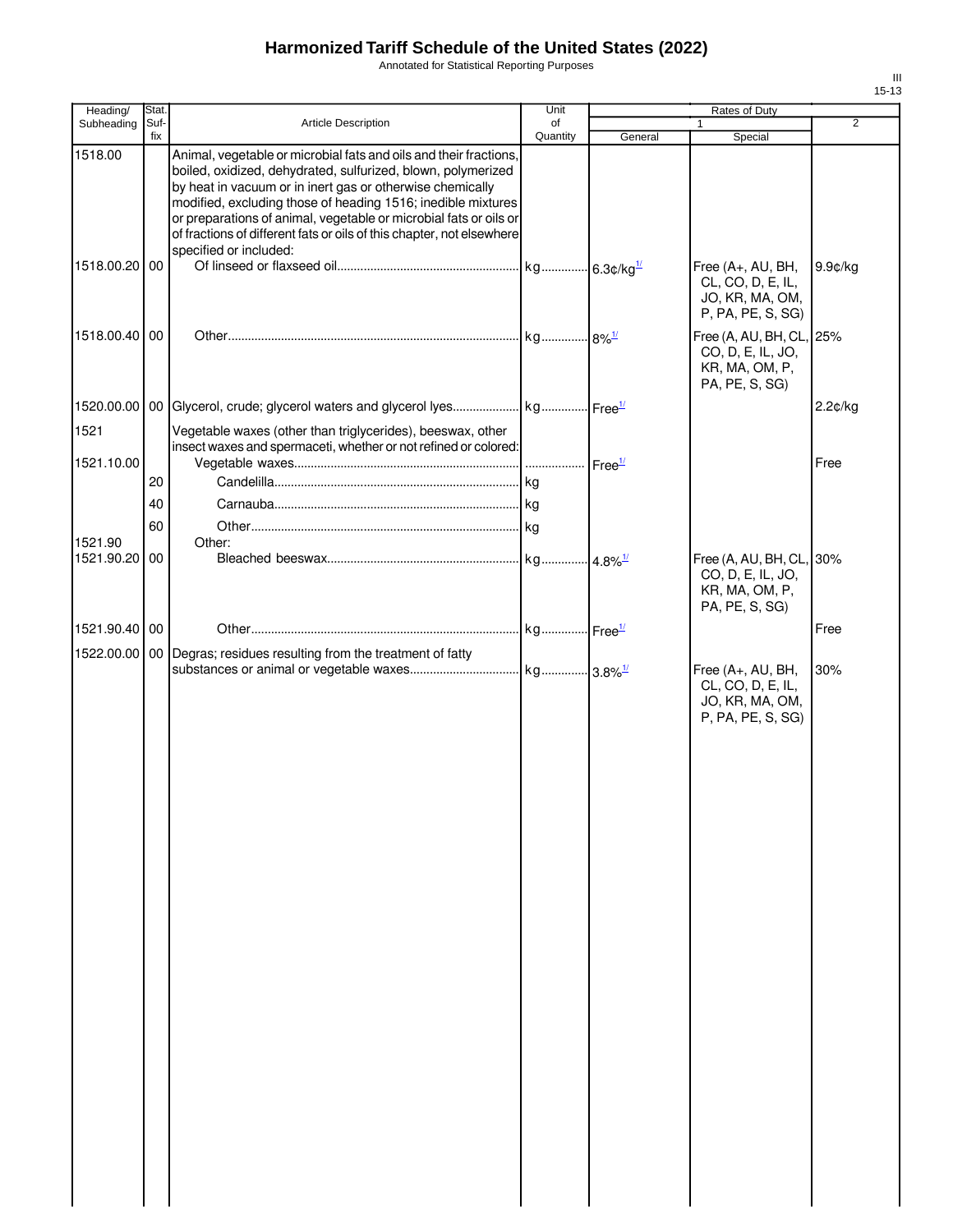# Harmonized Tariff Schedule of the United States (2022)

Annotated for Statistical Reporting Purposes

| Heading/ Subheading | Stat. Suf-fix | Article Description | Unit of Quantity | Rates of Duty 1 General | Rates of Duty 1 Special | Rates of Duty 2 |
|---|---|---|---|---|---|---|
| 1518.00 | | Animal, vegetable or microbial fats and oils and their fractions, boiled, oxidized, dehydrated, sulfurized, blown, polymerized by heat in vacuum or in inert gas or otherwise chemically modified, excluding those of heading 1516; inedible mixtures or preparations of animal, vegetable or microbial fats or oils or of fractions of different fats or oils of this chapter, not elsewhere specified or included: | | | | |
| 1518.00.20 | 00 | Of linseed or flaxseed oil | kg | 6.3¢/kg[1/] | Free (A+, AU, BH, CL, CO, D, E, IL, JO, KR, MA, OM, P, PA, PE, S, SG) | 9.9¢/kg |
| 1518.00.40 | 00 | Other | kg | 8%[1/] | Free (A, AU, BH, CL, CO, D, E, IL, JO, KR, MA, OM, P, PA, PE, S, SG) | 25% |
| 1520.00.00 | 00 | Glycerol, crude; glycerol waters and glycerol lyes | kg | Free[1/] | | 2.2¢/kg |
| 1521 | | Vegetable waxes (other than triglycerides), beeswax, other insect waxes and spermaceti, whether or not refined or colored: | | | | |
| 1521.10.00 | | Vegetable waxes | | Free[1/] | | Free |
| | 20 | Candelilla | kg | | | |
| | 40 | Carnauba | kg | | | |
| | 60 | Other | kg | | | |
| 1521.90 | | Other: | | | | |
| 1521.90.20 | 00 | Bleached beeswax | kg | 4.8%[1/] | Free (A, AU, BH, CL, CO, D, E, IL, JO, KR, MA, OM, P, PA, PE, S, SG) | 30% |
| 1521.90.40 | 00 | Other | kg | Free[1/] | | Free |
| 1522.00.00 | 00 | Degras; residues resulting from the treatment of fatty substances or animal or vegetable waxes | kg | 3.8%[1/] | Free (A+, AU, BH, CL, CO, D, E, IL, JO, KR, MA, OM, P, PA, PE, S, SG) | 30% |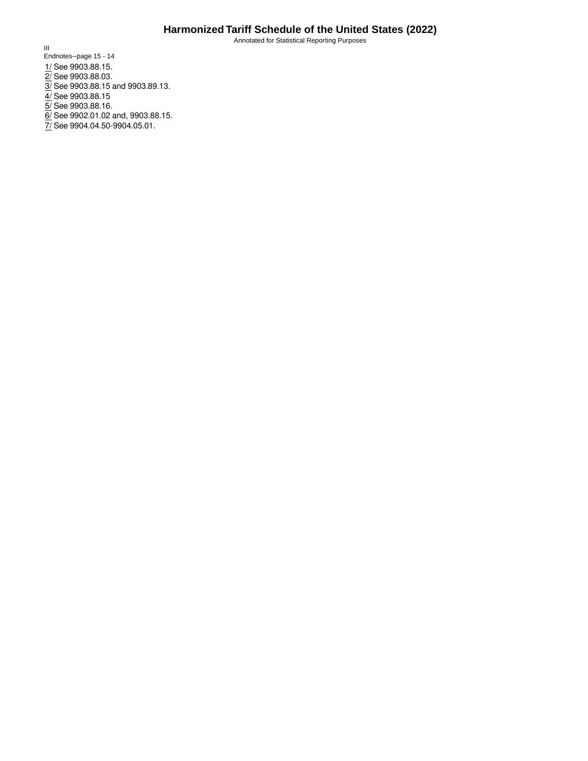III

Endnotes--page 15 - 14

1/ See 9903.88.15.

2/ See 9903.88.03.

3/ See 9903.88.15 and 9903.89.13.

4/ See 9903.88.15

5/ See 9903.88.16.

6/ See 9902.01.02 and, 9903.88.15.

7/ See 9904.04.50-9904.05.01.